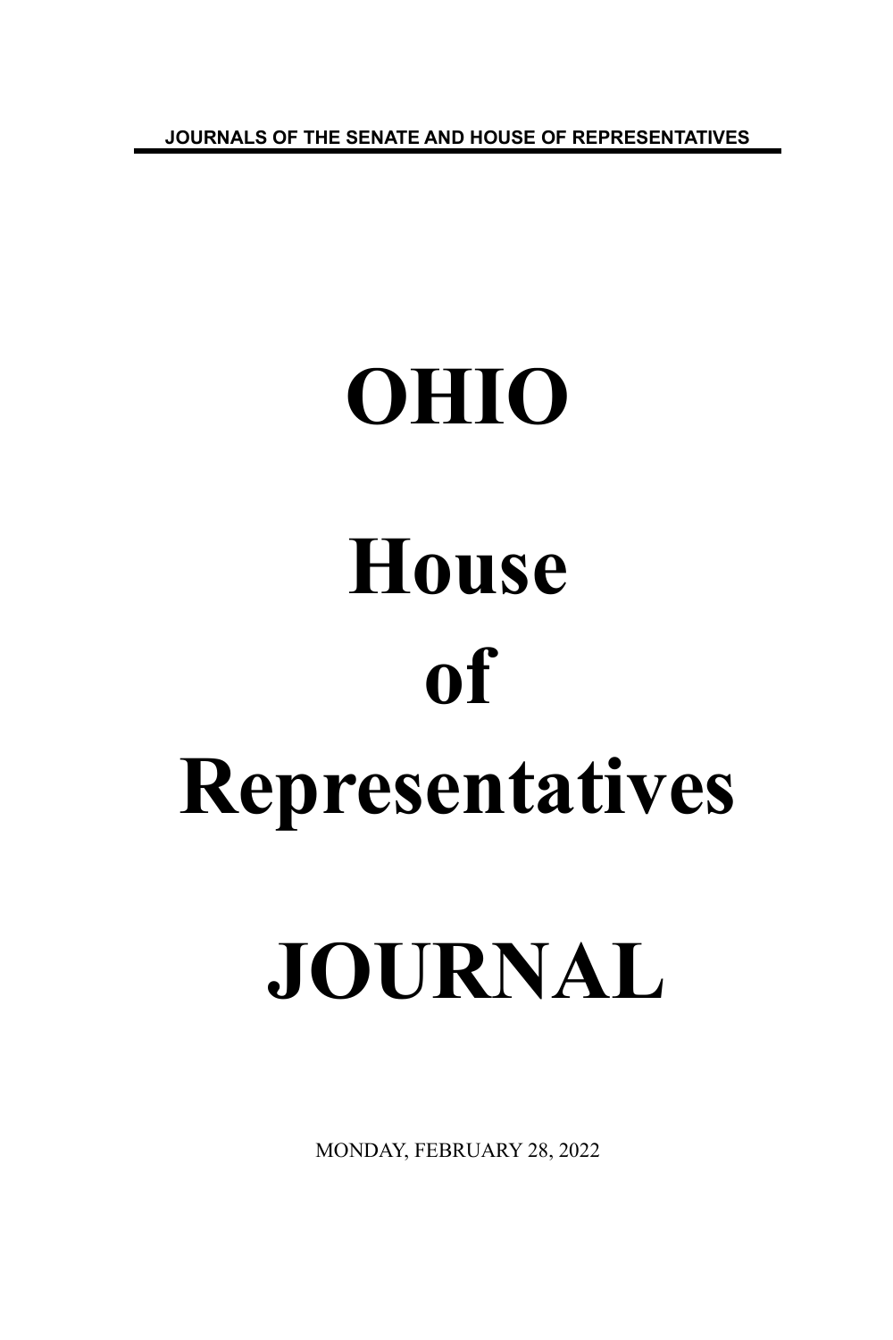JOURNALS OF THE SENATE AND HOUSE OF REPRESENTATIVES

# OHIO

# House

# of

# Representatives

# JOURNAL

MONDAY, FEBRUARY 28, 2022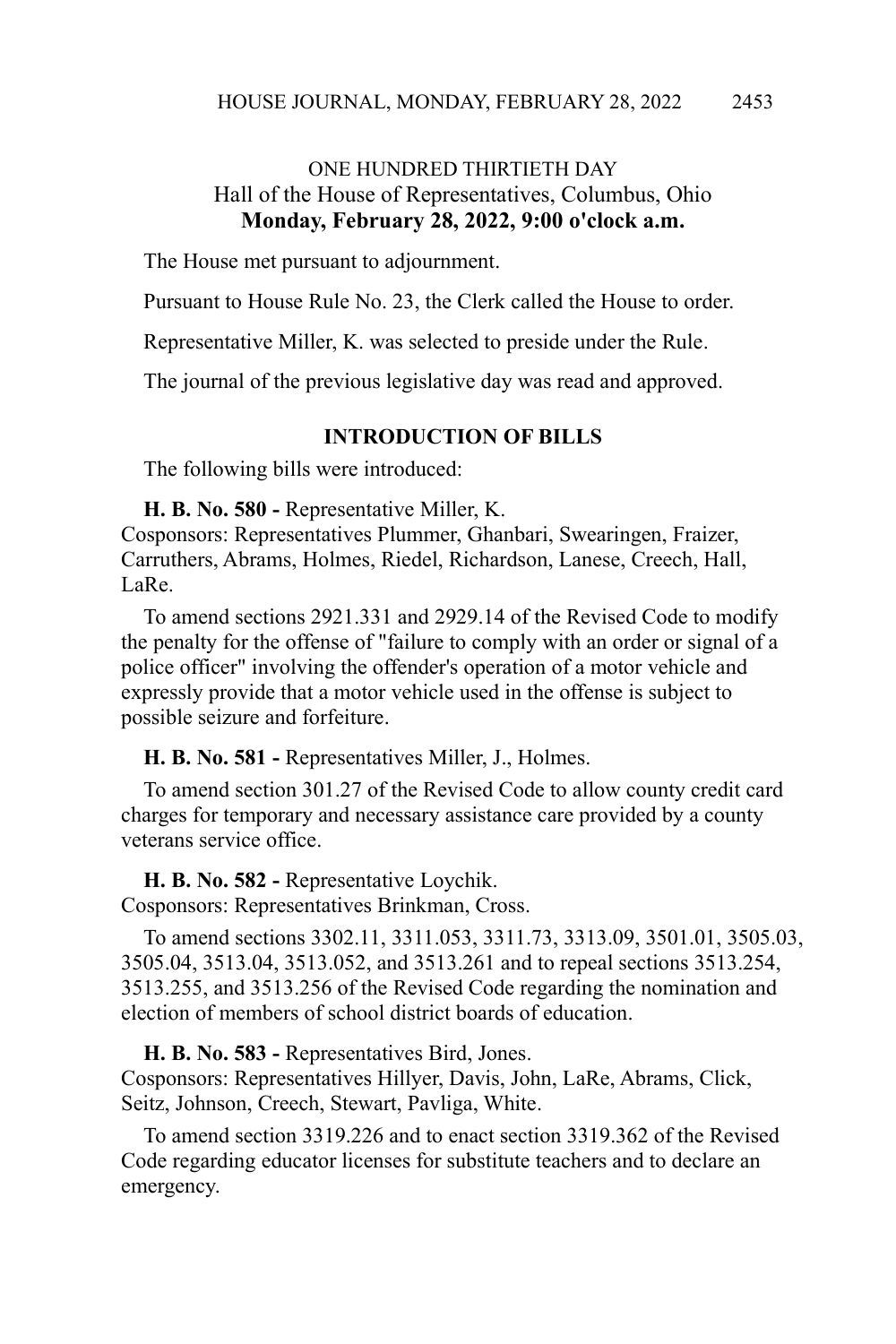ONE HUNDRED THIRTIETH DAY
Hall of the House of Representatives, Columbus, Ohio
**Monday, February 28, 2022, 9:00 o'clock a.m.**

The House met pursuant to adjournment.

Pursuant to House Rule No. 23, the Clerk called the House to order.

Representative Miller, K. was selected to preside under the Rule.

The journal of the previous legislative day was read and approved.

## INTRODUCTION OF BILLS

The following bills were introduced:

**H. B. No. 580 -** Representative Miller, K.
Cosponsors: Representatives Plummer, Ghanbari, Swearingen, Fraizer, Carruthers, Abrams, Holmes, Riedel, Richardson, Lanese, Creech, Hall, LaRe.

To amend sections 2921.331 and 2929.14 of the Revised Code to modify the penalty for the offense of "failure to comply with an order or signal of a police officer" involving the offender's operation of a motor vehicle and expressly provide that a motor vehicle used in the offense is subject to possible seizure and forfeiture.

**H. B. No. 581 -** Representatives Miller, J., Holmes.

To amend section 301.27 of the Revised Code to allow county credit card charges for temporary and necessary assistance care provided by a county veterans service office.

**H. B. No. 582 -** Representative Loychik.
Cosponsors: Representatives Brinkman, Cross.

To amend sections 3302.11, 3311.053, 3311.73, 3313.09, 3501.01, 3505.03, 3505.04, 3513.04, 3513.052, and 3513.261 and to repeal sections 3513.254, 3513.255, and 3513.256 of the Revised Code regarding the nomination and election of members of school district boards of education.

**H. B. No. 583 -** Representatives Bird, Jones.
Cosponsors: Representatives Hillyer, Davis, John, LaRe, Abrams, Click, Seitz, Johnson, Creech, Stewart, Pavliga, White.

To amend section 3319.226 and to enact section 3319.362 of the Revised Code regarding educator licenses for substitute teachers and to declare an emergency.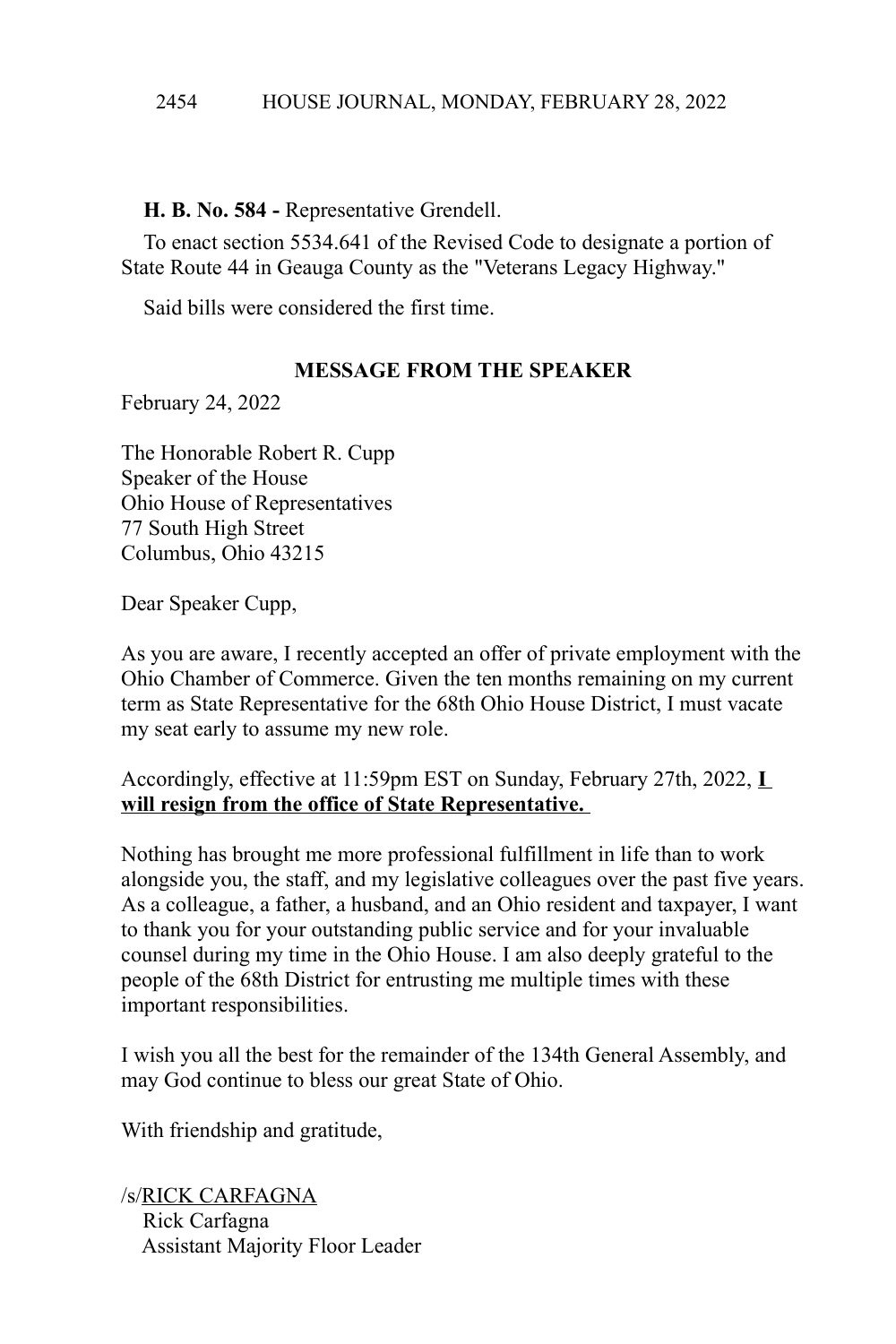**H. B. No. 584 -** Representative Grendell.

To enact section 5534.641 of the Revised Code to designate a portion of State Route 44 in Geauga County as the "Veterans Legacy Highway."

Said bills were considered the first time.

## MESSAGE FROM THE SPEAKER

February 24, 2022

The Honorable Robert R. Cupp
Speaker of the House
Ohio House of Representatives
77 South High Street
Columbus, Ohio 43215

Dear Speaker Cupp,

As you are aware, I recently accepted an offer of private employment with the Ohio Chamber of Commerce. Given the ten months remaining on my current term as State Representative for the 68th Ohio House District, I must vacate my seat early to assume my new role.

Accordingly, effective at 11:59pm EST on Sunday, February 27th, 2022, **I will resign from the office of State Representative.**

Nothing has brought me more professional fulfillment in life than to work alongside you, the staff, and my legislative colleagues over the past five years. As a colleague, a father, a husband, and an Ohio resident and taxpayer, I want to thank you for your outstanding public service and for your invaluable counsel during my time in the Ohio House. I am also deeply grateful to the people of the 68th District for entrusting me multiple times with these important responsibilities.

I wish you all the best for the remainder of the 134th General Assembly, and may God continue to bless our great State of Ohio.

With friendship and gratitude,

/s/RICK CARFAGNA
Rick Carfagna
Assistant Majority Floor Leader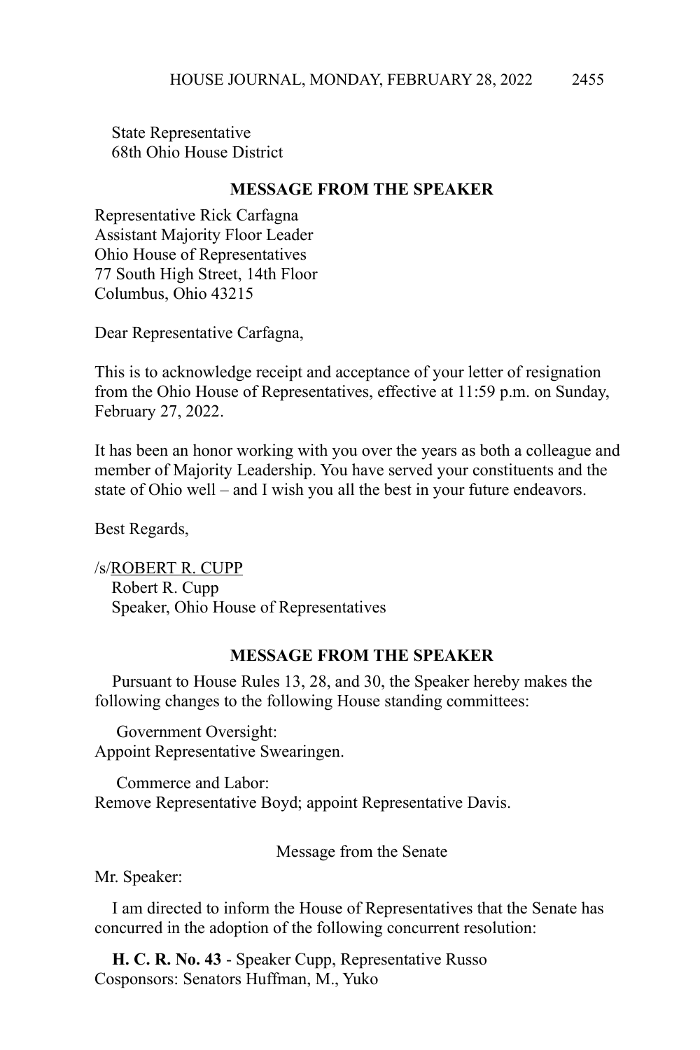State Representative
68th Ohio House District

**MESSAGE FROM THE SPEAKER**

Representative Rick Carfagna
Assistant Majority Floor Leader
Ohio House of Representatives
77 South High Street, 14th Floor
Columbus, Ohio 43215

Dear Representative Carfagna,

This is to acknowledge receipt and acceptance of your letter of resignation from the Ohio House of Representatives, effective at 11:59 p.m. on Sunday, February 27, 2022.

It has been an honor working with you over the years as both a colleague and member of Majority Leadership. You have served your constituents and the state of Ohio well – and I wish you all the best in your future endeavors.

Best Regards,

/s/ROBERT R. CUPP
Robert R. Cupp
Speaker, Ohio House of Representatives

**MESSAGE FROM THE SPEAKER**

Pursuant to House Rules 13, 28, and 30, the Speaker hereby makes the following changes to the following House standing committees:

Government Oversight:
Appoint Representative Swearingen.

Commerce and Labor:
Remove Representative Boyd; appoint Representative Davis.

Message from the Senate

Mr. Speaker:

I am directed to inform the House of Representatives that the Senate has concurred in the adoption of the following concurrent resolution:

**H. C. R. No. 43** - Speaker Cupp, Representative Russo
Cosponsors: Senators Huffman, M., Yuko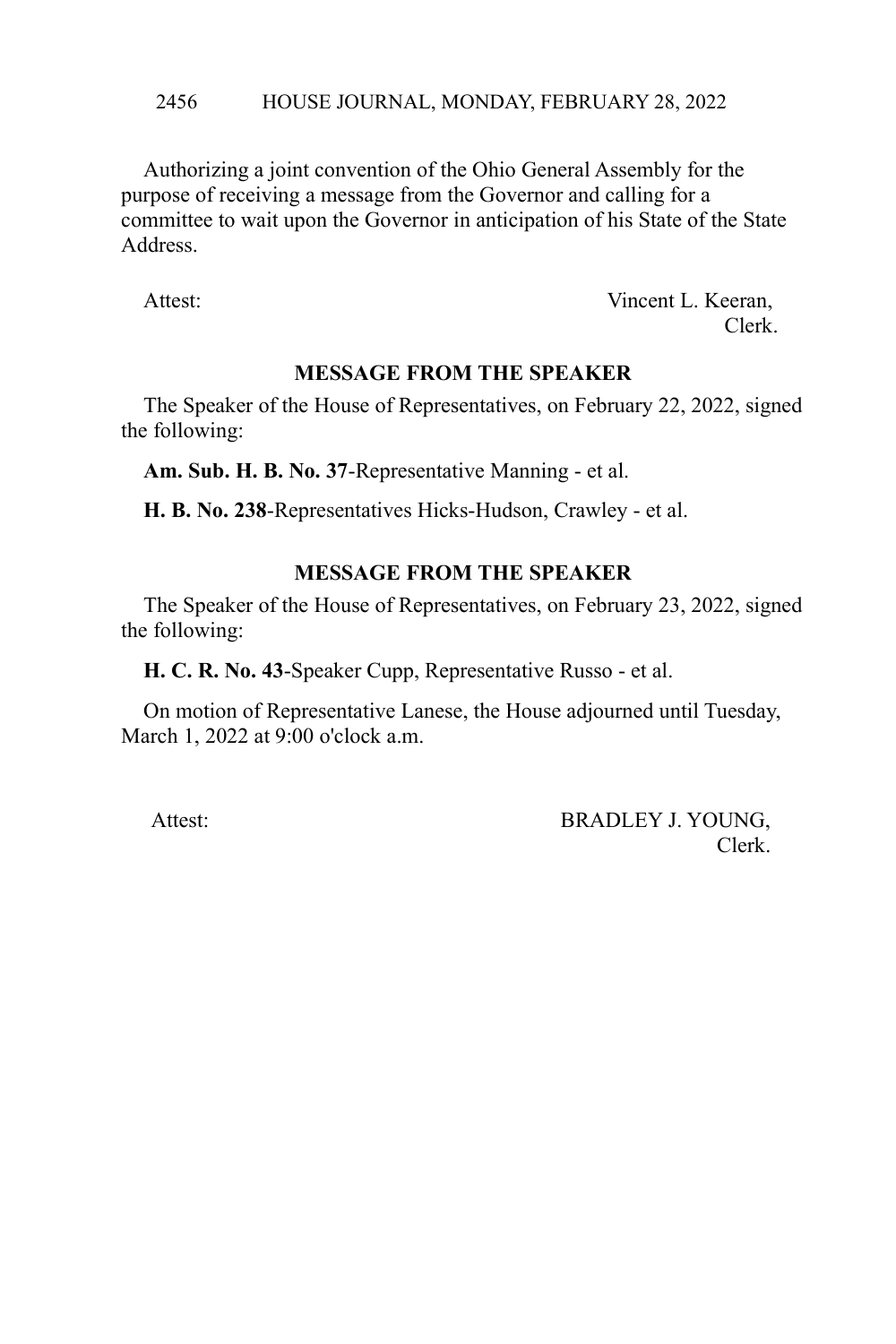Authorizing a joint convention of the Ohio General Assembly for the purpose of receiving a message from the Governor and calling for a committee to wait upon the Governor in anticipation of his State of the State Address.

Attest: Vincent L. Keeran,
Clerk.

**MESSAGE FROM THE SPEAKER**

The Speaker of the House of Representatives, on February 22, 2022, signed the following:

**Am. Sub. H. B. No. 37**-Representative Manning - et al.

**H. B. No. 238**-Representatives Hicks-Hudson, Crawley - et al.

**MESSAGE FROM THE SPEAKER**

The Speaker of the House of Representatives, on February 23, 2022, signed the following:

**H. C. R. No. 43**-Speaker Cupp, Representative Russo - et al.

On motion of Representative Lanese, the House adjourned until Tuesday, March 1, 2022 at 9:00 o'clock a.m.

Attest: BRADLEY J. YOUNG,
Clerk.